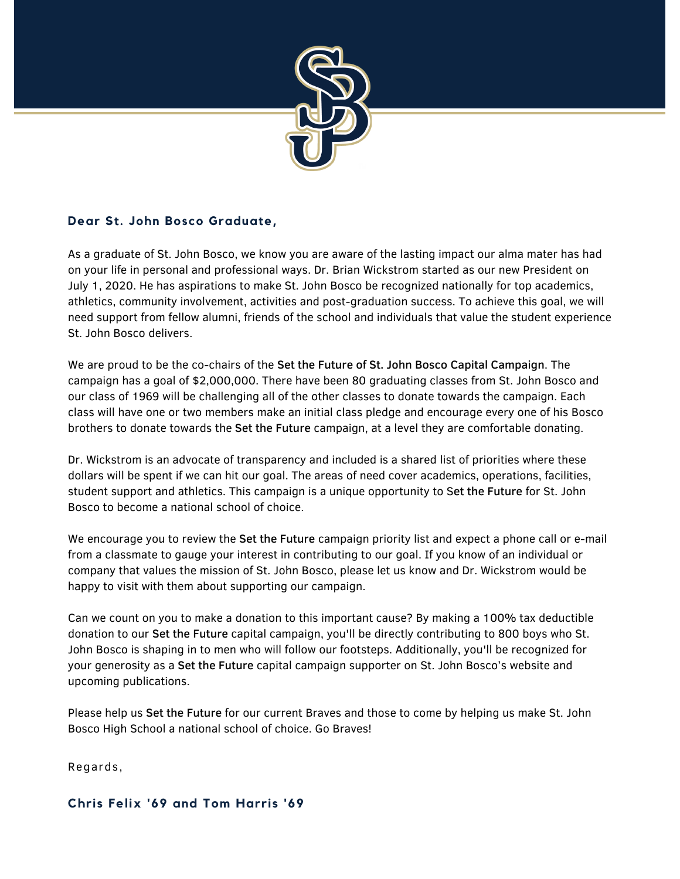**Dear St. John Bosco Graduate,**

As a graduate of St. John Bosco, we know you are aware of the lasting impact our alma mater has had on your life in personal and professional ways. Dr. Brian Wickstrom started as our new President on July 1, 2020. He has aspirations to make St. John Bosco be recognized nationally for top academics, athletics, community involvement, activities and post-graduation success. To achieve this goal, we will need support from fellow alumni, friends of the school and individuals that value the student experience St. John Bosco delivers.

We are proud to be the co-chairs of the **Set the Future of St. John Bosco Capital Campaign**. The campaign has a goal of $2,000,000. There have been 80 graduating classes from St. John Bosco and our class of 1969 will be challenging all of the other classes to donate towards the campaign. Each class will have one or two members make an initial class pledge and encourage every one of his Bosco brothers to donate towards the **Set the Future** campaign, at a level they are comfortable donating.

Dr. Wickstrom is an advocate of transparency and included is a shared list of priorities where these dollars will be spent if we can hit our goal. The areas of need cover academics, operations, facilities, student support and athletics. This campaign is a unique opportunity to **Set the Future** for St. John Bosco to become a national school of choice.

We encourage you to review the **Set the Future** campaign priority list and expect a phone call or e-mail from a classmate to gauge your interest in contributing to our goal. If you know of an individual or company that values the mission of St. John Bosco, please let us know and Dr. Wickstrom would be happy to visit with them about supporting our campaign.

Can we count on you to make a donation to this important cause? By making a 100% tax deductible donation to our **Set the Future** capital campaign, you'll be directly contributing to 800 boys who St. John Bosco is shaping in to men who will follow our footsteps. Additionally, you'll be recognized for your generosity as a **Set the Future** capital campaign supporter on St. John Bosco's website and upcoming publications.

Please help us **Set the Future** for our current Braves and those to come by helping us make St. John Bosco High School a national school of choice. Go Braves!

Regards,

**Chris Felix '69 and Tom Harris '69**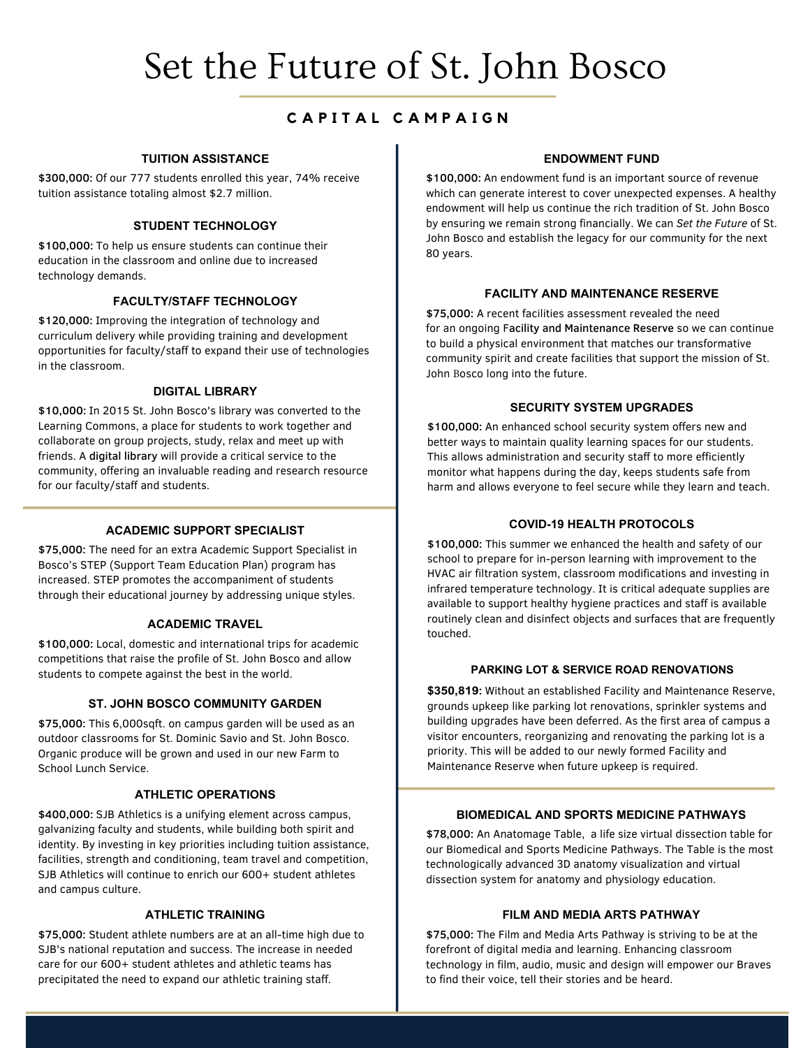# Set the Future of St. John Bosco

## CAPITAL CAMPAIGN

### TUITION ASSISTANCE

**$300,000:** Of our 777 students enrolled this year, 74% receive tuition assistance totaling almost $2.7 million.

### STUDENT TECHNOLOGY

**$100,000:** To help us ensure students can continue their education in the classroom and online due to increased technology demands.

### FACULTY/STAFF TECHNOLOGY

**$120,000:** Improving the integration of technology and curriculum delivery while providing training and development opportunities for faculty/staff to expand their use of technologies in the classroom.

### DIGITAL LIBRARY

**$10,000:** In 2015 St. John Bosco's library was converted to the Learning Commons, a place for students to work together and collaborate on group projects, study, relax and meet up with friends. A digital library will provide a critical service to the community, offering an invaluable reading and research resource for our faculty/staff and students.

### ACADEMIC SUPPORT SPECIALIST

**$75,000:** The need for an extra Academic Support Specialist in Bosco's STEP (Support Team Education Plan) program has increased. STEP promotes the accompaniment of students through their educational journey by addressing unique styles.

### ACADEMIC TRAVEL

**$100,000:** Local, domestic and international trips for academic competitions that raise the profile of St. John Bosco and allow students to compete against the best in the world.

### ST. JOHN BOSCO COMMUNITY GARDEN

**$75,000:** This 6,000sqft. on campus garden will be used as an outdoor classrooms for St. Dominic Savio and St. John Bosco. Organic produce will be grown and used in our new Farm to School Lunch Service.

### ATHLETIC OPERATIONS

**$400,000:** SJB Athletics is a unifying element across campus, galvanizing faculty and students, while building both spirit and identity. By investing in key priorities including tuition assistance, facilities, strength and conditioning, team travel and competition, SJB Athletics will continue to enrich our 600+ student athletes and campus culture.

### ATHLETIC TRAINING

**$75,000:** Student athlete numbers are at an all-time high due to SJB's national reputation and success. The increase in needed care for our 600+ student athletes and athletic teams has precipitated the need to expand our athletic training staff.

### ENDOWMENT FUND

**$100,000:** An endowment fund is an important source of revenue which can generate interest to cover unexpected expenses. A healthy endowment will help us continue the rich tradition of St. John Bosco by ensuring we remain strong financially. We can *Set the Future* of St. John Bosco and establish the legacy for our community for the next 80 years.

### FACILITY AND MAINTENANCE RESERVE

**$75,000:** A recent facilities assessment revealed the need for an ongoing Facility and Maintenance Reserve so we can continue to build a physical environment that matches our transformative community spirit and create facilities that support the mission of St. John Bosco long into the future.

### SECURITY SYSTEM UPGRADES

**$100,000:** An enhanced school security system offers new and better ways to maintain quality learning spaces for our students. This allows administration and security staff to more efficiently monitor what happens during the day, keeps students safe from harm and allows everyone to feel secure while they learn and teach.

### COVID-19 HEALTH PROTOCOLS

**$100,000:** This summer we enhanced the health and safety of our school to prepare for in-person learning with improvement to the HVAC air filtration system, classroom modifications and investing in infrared temperature technology. It is critical adequate supplies are available to support healthy hygiene practices and staff is available routinely clean and disinfect objects and surfaces that are frequently touched.

### PARKING LOT & SERVICE ROAD RENOVATIONS

**$350,819:** Without an established Facility and Maintenance Reserve, grounds upkeep like parking lot renovations, sprinkler systems and building upgrades have been deferred. As the first area of campus a visitor encounters, reorganizing and renovating the parking lot is a priority. This will be added to our newly formed Facility and Maintenance Reserve when future upkeep is required.

### BIOMEDICAL AND SPORTS MEDICINE PATHWAYS

**$78,000:** An Anatomage Table, a life size virtual dissection table for our Biomedical and Sports Medicine Pathways. The Table is the most technologically advanced 3D anatomy visualization and virtual dissection system for anatomy and physiology education.

### FILM AND MEDIA ARTS PATHWAY

**$75,000:** The Film and Media Arts Pathway is striving to be at the forefront of digital media and learning. Enhancing classroom technology in film, audio, music and design will empower our Braves to find their voice, tell their stories and be heard.